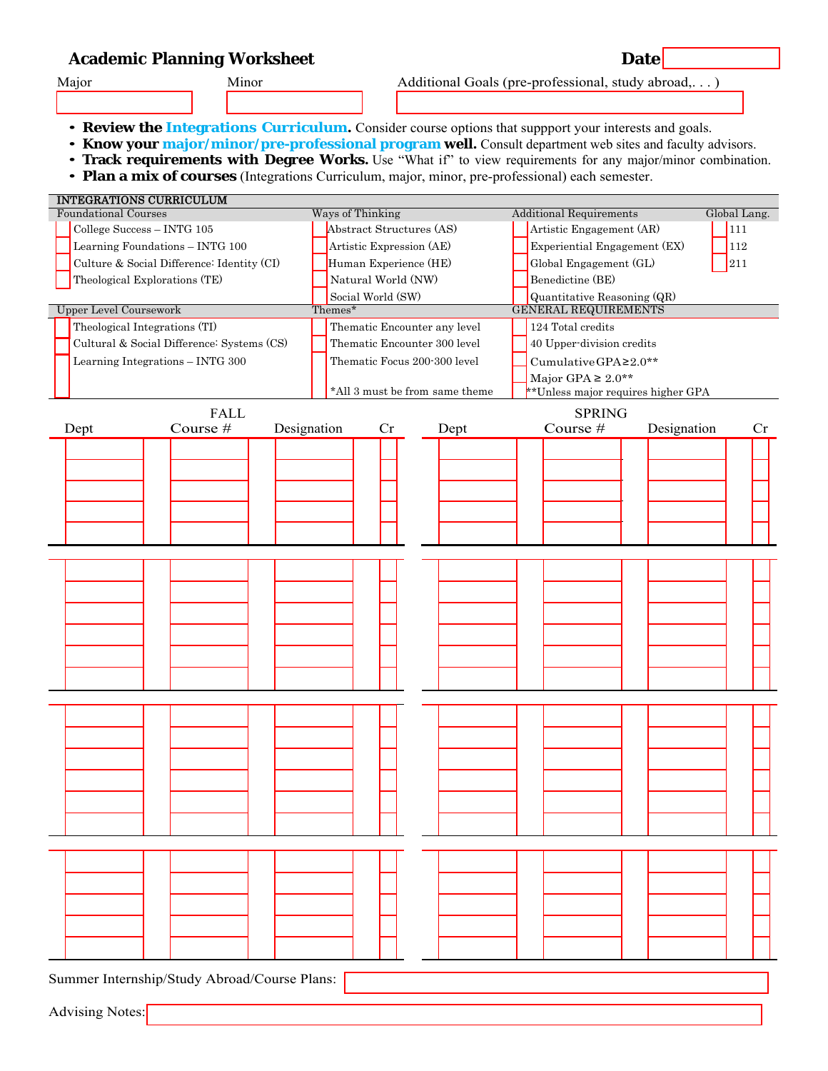# Academic Planning Worksheet

**Date** ______

Major ______ Minor ______ Additional Goals (pre-professional, study abroad,. . . ) ______

- **Review the Integrations Curriculum.** Consider course options that suppport your interests and goals.
- **Know your major/minor/pre-professional program well.** Consult department web sites and faculty advisors.
- **Track requirements with Degree Works.** Use "What if" to view requirements for any major/minor combination.
- **Plan a mix of courses** (Integrations Curriculum, major, minor, pre-professional) each semester.

## INTEGRATIONS CURRICULUM

| Foundational Courses | Ways of Thinking | Additional Requirements | Global Lang. |
|---|---|---|---|
| ☐ College Success – INTG 105 | ☐ Abstract Structures (AS) | ☐ Artistic Engagement (AR) | ☐ 111 |
| ☐ Learning Foundations – INTG 100 | ☐ Artistic Expression (AE) | ☐ Experiential Engagement (EX) | ☐ 112 |
| ☐ Culture & Social Difference: Identity (CI) | ☐ Human Experience (HE) | ☐ Global Engagement (GL) | ☐ 211 |
| ☐ Theological Explorations (TE) | ☐ Natural World (NW) | ☐ Benedictine (BE) | |
| | ☐ Social World (SW) | ☐ Quantitative Reasoning (QR) | |

| Upper Level Coursework | Themes* | GENERAL REQUIREMENTS |
|---|---|---|
| ☐ Theological Integrations (TI) | ☐ Thematic Encounter any level | ☐ 124 Total credits |
| ☐ Cultural & Social Difference: Systems (CS) | ☐ Thematic Encounter 300 level | ☐ 40 Upper-division credits |
| ☐ Learning Integrations – INTG 300 | ☐ Thematic Focus 200-300 level | ☐ Cumulative GPA ≥ 2.0** |
| | | ☐ Major GPA ≥ 2.0** |
| | *All 3 must be from same theme | **Unless major requires higher GPA |

| FALL Dept | Course # | Designation | Cr | SPRING Dept | Course # | Designation | Cr |
|---|---|---|---|---|---|---|---|
| | | | | | | | |
| | | | | | | | |
| | | | | | | | |
| | | | | | | | |
| | | | | | | | |

| Dept | Course # | Designation | Cr | Dept | Course # | Designation | Cr |
|---|---|---|---|---|---|---|---|
| | | | | | | | |
| | | | | | | | |
| | | | | | | | |
| | | | | | | | |
| | | | | | | | |
| | | | | | | | |

| Dept | Course # | Designation | Cr | Dept | Course # | Designation | Cr |
|---|---|---|---|---|---|---|---|
| | | | | | | | |
| | | | | | | | |
| | | | | | | | |
| | | | | | | | |
| | | | | | | | |
| | | | | | | | |

| Dept | Course # | Designation | Cr | Dept | Course # | Designation | Cr |
|---|---|---|---|---|---|---|---|
| | | | | | | | |
| | | | | | | | |
| | | | | | | | |
| | | | | | | | |
| | | | | | | | |

Summer Internship/Study Abroad/Course Plans: ______

Advising Notes: ______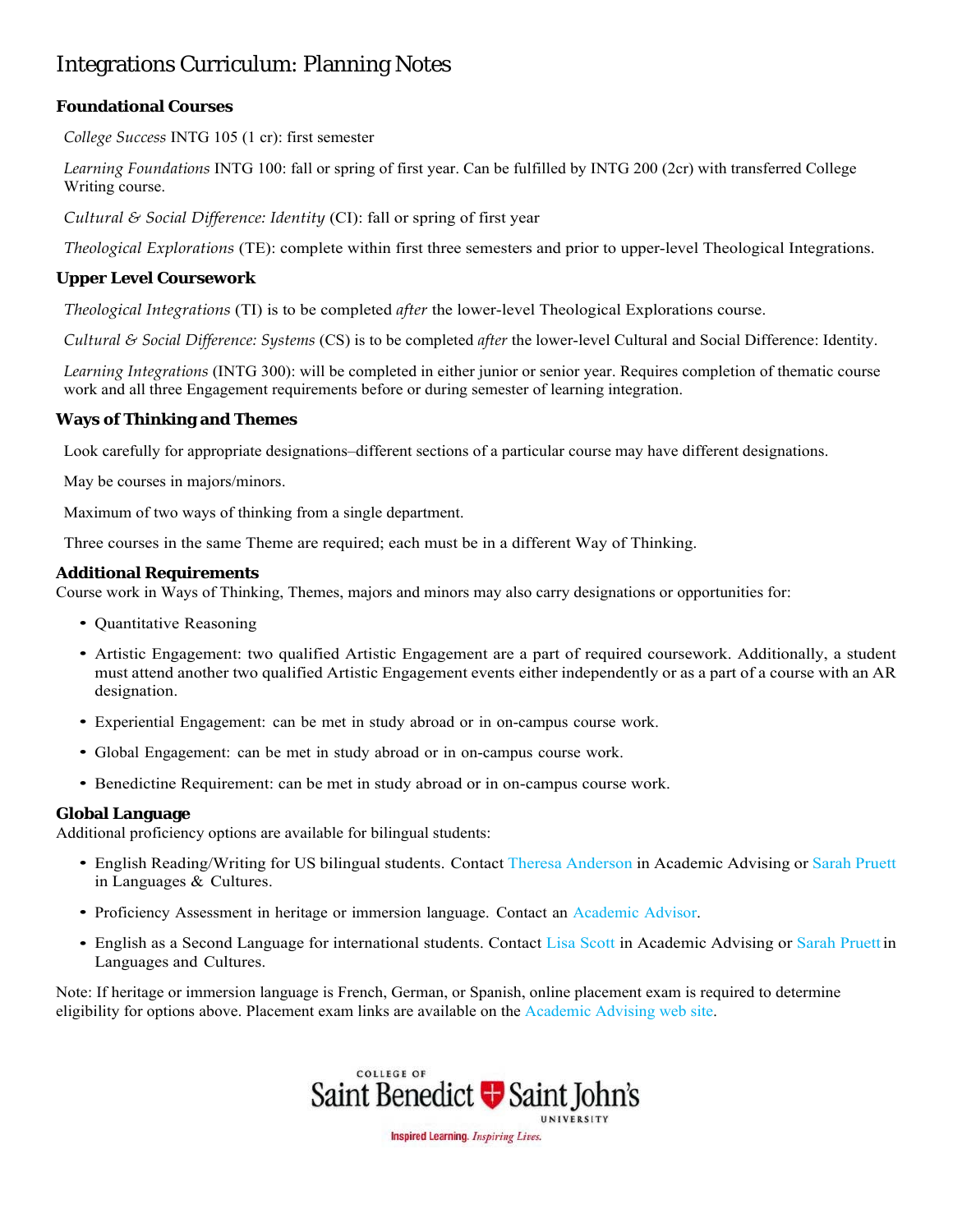# Integrations Curriculum: Planning Notes

### Foundational Courses

*College Success* INTG 105 (1 cr): first semester

*Learning Foundations* INTG 100: fall or spring of first year. Can be fulfilled by INTG 200 (2cr) with transferred College Writing course.

*Cultural & Social Difference: Identity* (CI): fall or spring of first year

*Theological Explorations* (TE): complete within first three semesters and prior to upper-level Theological Integrations.

### Upper Level Coursework

*Theological Integrations* (TI) is to be completed *after* the lower-level Theological Explorations course.

*Cultural & Social Difference: Systems* (CS) is to be completed *after* the lower-level Cultural and Social Difference: Identity.

*Learning Integrations* (INTG 300): will be completed in either junior or senior year. Requires completion of thematic course work and all three Engagement requirements before or during semester of learning integration.

### Ways of Thinking and Themes

Look carefully for appropriate designations–different sections of a particular course may have different designations.

May be courses in majors/minors.

Maximum of two ways of thinking from a single department.

Three courses in the same Theme are required; each must be in a different Way of Thinking.

### Additional Requirements

Course work in Ways of Thinking, Themes, majors and minors may also carry designations or opportunities for:

- Quantitative Reasoning
- Artistic Engagement: two qualified Artistic Engagement are a part of required coursework. Additionally, a student must attend another two qualified Artistic Engagement events either independently or as a part of a course with an AR designation.
- Experiential Engagement: can be met in study abroad or in on-campus course work.
- Global Engagement: can be met in study abroad or in on-campus course work.
- Benedictine Requirement: can be met in study abroad or in on-campus course work.

### Global Language

Additional proficiency options are available for bilingual students:

- English Reading/Writing for US bilingual students. Contact Theresa Anderson in Academic Advising or Sarah Pruett in Languages & Cultures.
- Proficiency Assessment in heritage or immersion language. Contact an Academic Advisor.
- English as a Second Language for international students. Contact Lisa Scott in Academic Advising or Sarah Pruett in Languages and Cultures.

Note: If heritage or immersion language is French, German, or Spanish, online placement exam is required to determine eligibility for options above. Placement exam links are available on the Academic Advising web site.

College of Saint Benedict Saint John's University

Inspired Learning. *Inspiring Lives.*